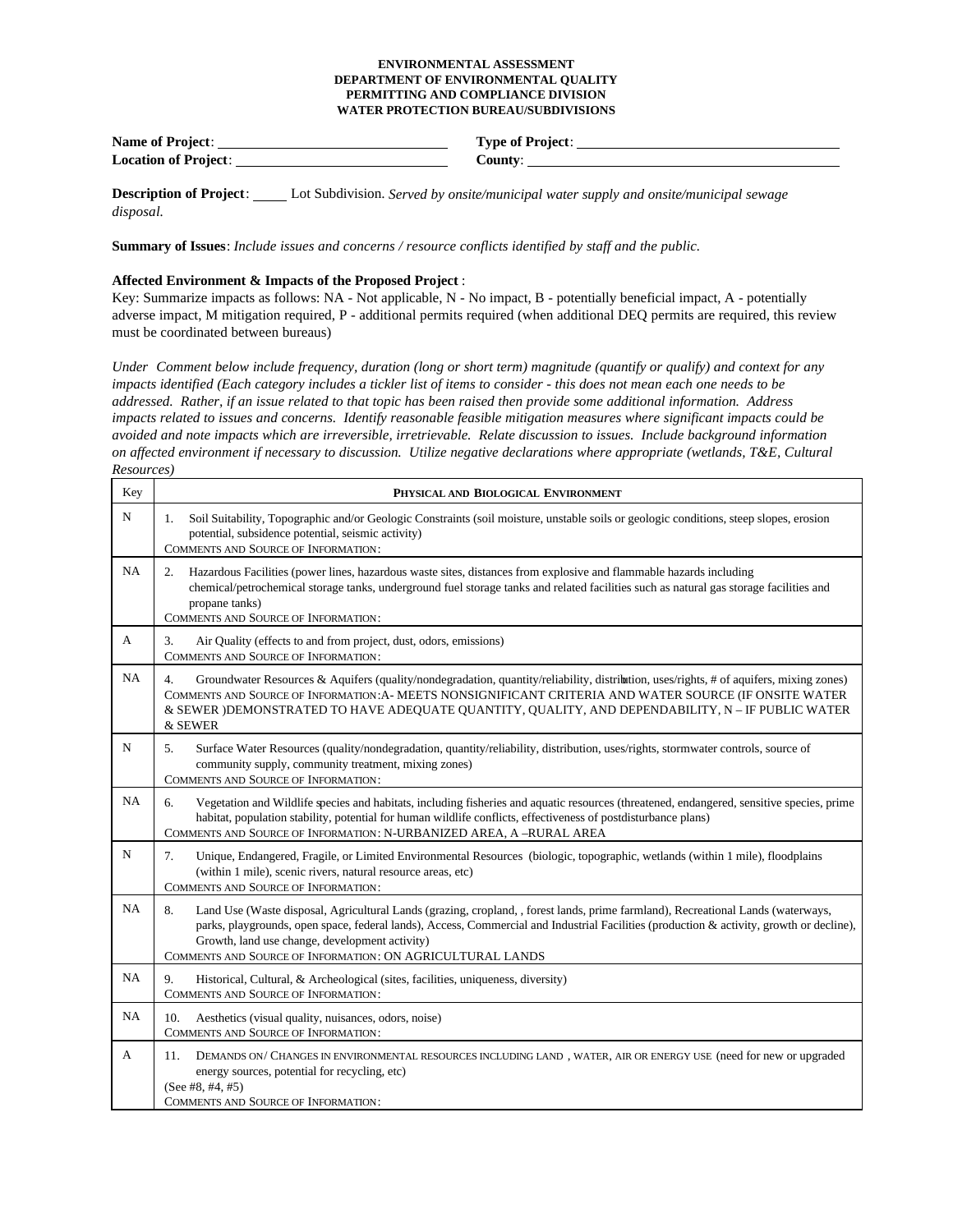**ENVIRONMENTAL ASSESSMENT**
**DEPARTMENT OF ENVIRONMENTAL QUALITY**
**PERMITTING AND COMPLIANCE DIVISION**
**WATER PROTECTION BUREAU/SUBDIVISIONS**

**Name of Project**: ______________________________ **Type of Project**: ______________________________
**Location of Project**: ______________________________ **County**: ______________________________

**Description of Project**: _____ Lot Subdivision. *Served by onsite/municipal water supply and onsite/municipal sewage disposal.*

**Summary of Issues**: *Include issues and concerns / resource conflicts identified by staff and the public.*

**Affected Environment & Impacts of the Proposed Project** :
Key: Summarize impacts as follows: NA - Not applicable, N - No impact, B - potentially beneficial impact, A - potentially adverse impact, M mitigation required, P - additional permits required (when additional DEQ permits are required, this review must be coordinated between bureaus)

*Under Comment below include frequency, duration (long or short term) magnitude (quantify or qualify) and context for any impacts identified (Each category includes a tickler list of items to consider - this does not mean each one needs to be addressed. Rather, if an issue related to that topic has been raised then provide some additional information. Address impacts related to issues and concerns. Identify reasonable feasible mitigation measures where significant impacts could be avoided and note impacts which are irreversible, irretrievable. Relate discussion to issues. Include background information on affected environment if necessary to discussion. Utilize negative declarations where appropriate (wetlands, T&E, Cultural Resources)*

| Key | PHYSICAL AND BIOLOGICAL ENVIRONMENT |
|---|---|
| N | 1. Soil Suitability, Topographic and/or Geologic Constraints (soil moisture, unstable soils or geologic conditions, steep slopes, erosion potential, subsidence potential, seismic activity)<br>COMMENTS AND SOURCE OF INFORMATION: |
| NA | 2. Hazardous Facilities (power lines, hazardous waste sites, distances from explosive and flammable hazards including chemical/petrochemical storage tanks, underground fuel storage tanks and related facilities such as natural gas storage facilities and propane tanks)<br>COMMENTS AND SOURCE OF INFORMATION: |
| A | 3. Air Quality (effects to and from project, dust, odors, emissions)<br>COMMENTS AND SOURCE OF INFORMATION: |
| NA | 4. Groundwater Resources & Aquifers (quality/nondegradation, quantity/reliability, distribution, uses/rights, # of aquifers, mixing zones)<br>COMMENTS AND SOURCE OF INFORMATION:A- MEETS NONSIGNIFICANT CRITERIA AND WATER SOURCE (IF ONSITE WATER & SEWER )DEMONSTRATED TO HAVE ADEQUATE QUANTITY, QUALITY, AND DEPENDABILITY, N – IF PUBLIC WATER & SEWER |
| N | 5. Surface Water Resources (quality/nondegradation, quantity/reliability, distribution, uses/rights, stormwater controls, source of community supply, community treatment, mixing zones)<br>COMMENTS AND SOURCE OF INFORMATION: |
| NA | 6. Vegetation and Wildlife species and habitats, including fisheries and aquatic resources (threatened, endangered, sensitive species, prime habitat, population stability, potential for human wildlife conflicts, effectiveness of postdisturbance plans)<br>COMMENTS AND SOURCE OF INFORMATION: N-URBANIZED AREA, A –RURAL AREA |
| N | 7. Unique, Endangered, Fragile, or Limited Environmental Resources (biologic, topographic, wetlands (within 1 mile), floodplains (within 1 mile), scenic rivers, natural resource areas, etc)<br>COMMENTS AND SOURCE OF INFORMATION: |
| NA | 8. Land Use (Waste disposal, Agricultural Lands (grazing, cropland, , forest lands, prime farmland), Recreational Lands (waterways, parks, playgrounds, open space, federal lands), Access, Commercial and Industrial Facilities (production & activity, growth or decline), Growth, land use change, development activity)<br>COMMENTS AND SOURCE OF INFORMATION: ON AGRICULTURAL LANDS |
| NA | 9. Historical, Cultural, & Archeological (sites, facilities, uniqueness, diversity)<br>COMMENTS AND SOURCE OF INFORMATION: |
| NA | 10. Aesthetics (visual quality, nuisances, odors, noise)<br>COMMENTS AND SOURCE OF INFORMATION: |
| A | 11. DEMANDS ON/ CHANGES IN ENVIRONMENTAL RESOURCES INCLUDING LAND , WATER, AIR OR ENERGY USE (need for new or upgraded energy sources, potential for recycling, etc)<br>(See #8, #4, #5)<br>COMMENTS AND SOURCE OF INFORMATION: |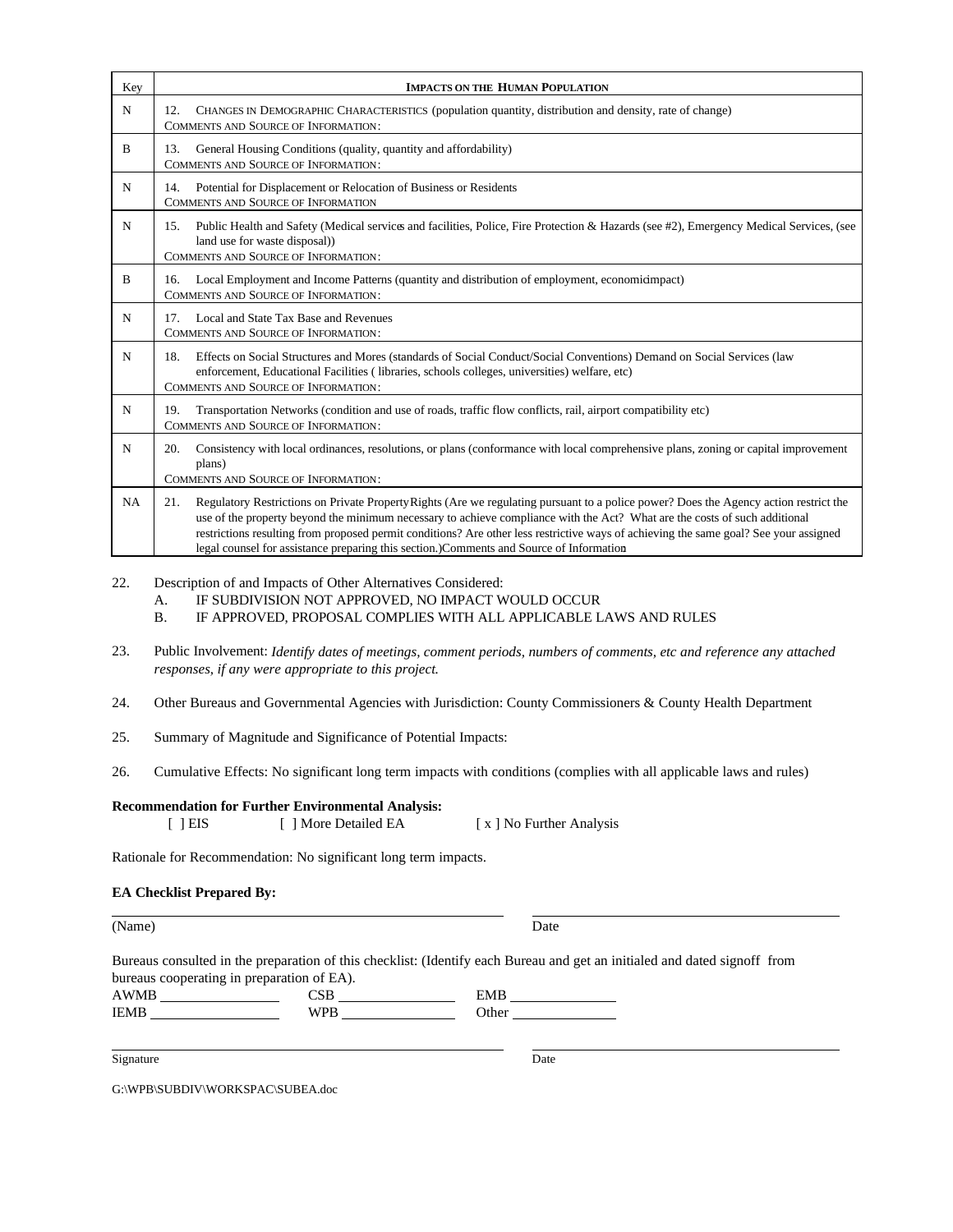| Key | IMPACTS ON THE HUMAN POPULATION |
|---|---|
| N | 12. CHANGES IN DEMOGRAPHIC CHARACTERISTICS (population quantity, distribution and density, rate of change)<br>COMMENTS AND SOURCE OF INFORMATION: |
| B | 13. General Housing Conditions (quality, quantity and affordability)<br>COMMENTS AND SOURCE OF INFORMATION: |
| N | 14. Potential for Displacement or Relocation of Business or Residents<br>COMMENTS AND SOURCE OF INFORMATION |
| N | 15. Public Health and Safety (Medical services and facilities, Police, Fire Protection & Hazards (see #2), Emergency Medical Services, (see land use for waste disposal))<br>COMMENTS AND SOURCE OF INFORMATION: |
| B | 16. Local Employment and Income Patterns (quantity and distribution of employment, economic impact)<br>COMMENTS AND SOURCE OF INFORMATION: |
| N | 17. Local and State Tax Base and Revenues<br>COMMENTS AND SOURCE OF INFORMATION: |
| N | 18. Effects on Social Structures and Mores (standards of Social Conduct/Social Conventions) Demand on Social Services (law enforcement, Educational Facilities ( libraries, schools colleges, universities) welfare, etc)<br>COMMENTS AND SOURCE OF INFORMATION: |
| N | 19. Transportation Networks (condition and use of roads, traffic flow conflicts, rail, airport compatibility etc)<br>COMMENTS AND SOURCE OF INFORMATION: |
| N | 20. Consistency with local ordinances, resolutions, or plans (conformance with local comprehensive plans, zoning or capital improvement plans)<br>COMMENTS AND SOURCE OF INFORMATION: |
| NA | 21. Regulatory Restrictions on Private Property Rights (Are we regulating pursuant to a police power? Does the Agency action restrict the use of the property beyond the minimum necessary to achieve compliance with the Act? What are the costs of such additional restrictions resulting from proposed permit conditions? Are other less restrictive ways of achieving the same goal? See your assigned legal counsel for assistance preparing this section.)Comments and Source of Information |

22. Description of and Impacts of Other Alternatives Considered:
    A. IF SUBDIVISION NOT APPROVED, NO IMPACT WOULD OCCUR
    B. IF APPROVED, PROPOSAL COMPLIES WITH ALL APPLICABLE LAWS AND RULES

23. Public Involvement: *Identify dates of meetings, comment periods, numbers of comments, etc and reference any attached responses, if any were appropriate to this project.*

24. Other Bureaus and Governmental Agencies with Jurisdiction: County Commissioners & County Health Department

25. Summary of Magnitude and Significance of Potential Impacts:

26. Cumulative Effects: No significant long term impacts with conditions (complies with all applicable laws and rules)

**Recommendation for Further Environmental Analysis:**

[ ] EIS [ ] More Detailed EA [ x ] No Further Analysis

Rationale for Recommendation: No significant long term impacts.

**EA Checklist Prepared By:**

(Name) ______________________ Date ______________________

Bureaus consulted in the preparation of this checklist: (Identify each Bureau and get an initialed and dated signoff from bureaus cooperating in preparation of EA).

AWMB ____________ CSB ____________ EMB ____________
IEMB ____________ WPB ____________ Other ____________

Signature ______________________ Date ______________________

G:\WPB\SUBDIV\WORKSPAC\SUBEA.doc